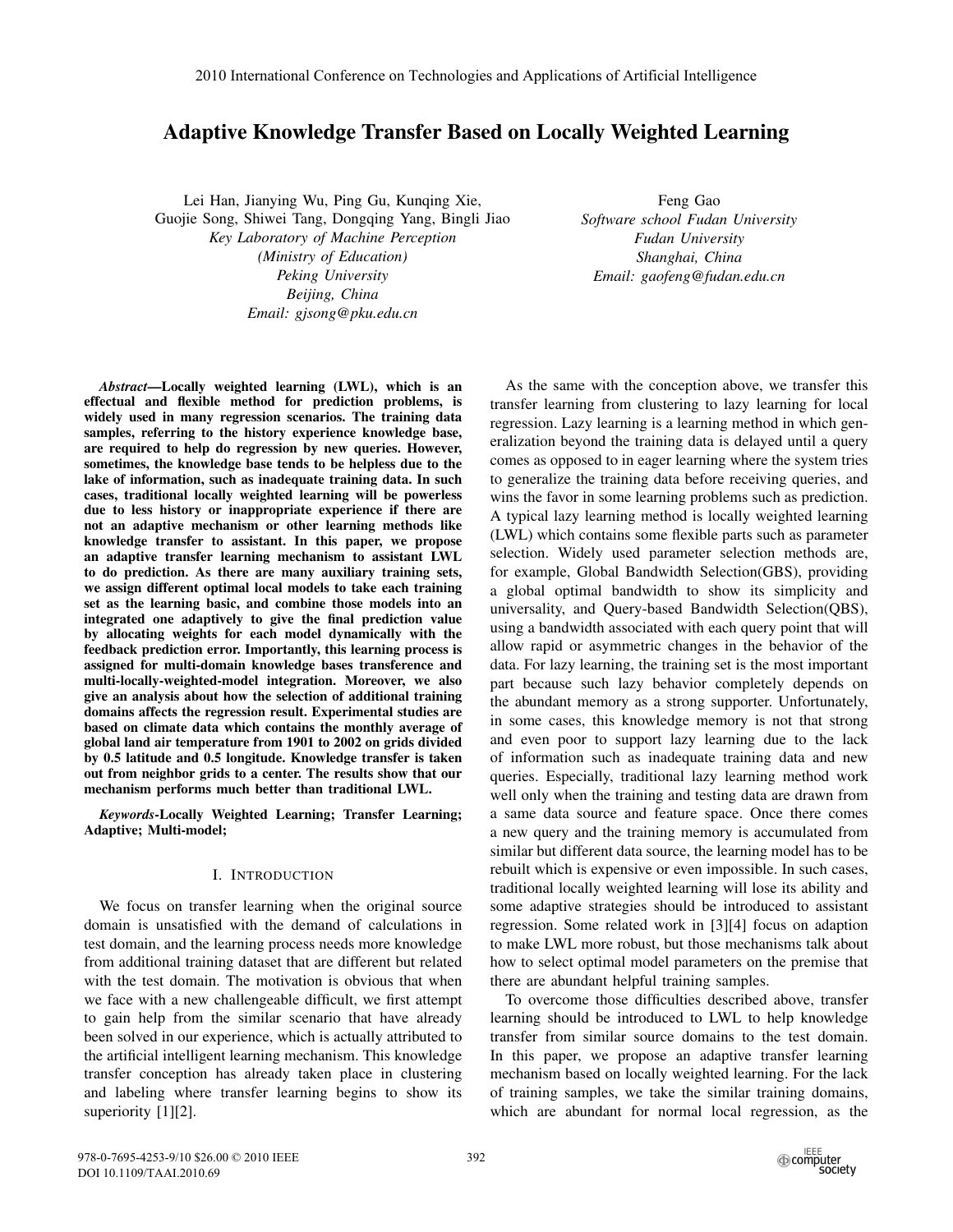# Adaptive Knowledge Transfer Based on Locally Weighted Learning

Lei Han, Jianying Wu, Ping Gu, Kunqing Xie,
Guojie Song, Shiwei Tang, Dongqing Yang, Bingli Jiao
*Key Laboratory of Machine Perception*
*(Ministry of Education)*
*Peking University*
*Beijing, China*
*Email: gjsong@pku.edu.cn*

Feng Gao
*Software school Fudan University*
*Fudan University*
*Shanghai, China*
*Email: gaofeng@fudan.edu.cn*

***Abstract*—Locally weighted learning (LWL), which is an effectual and flexible method for prediction problems, is widely used in many regression scenarios. The training data samples, referring to the history experience knowledge base, are required to help do regression by new queries. However, sometimes, the knowledge base tends to be helpless due to the lake of information, such as inadequate training data. In such cases, traditional locally weighted learning will be powerless due to less history or inappropriate experience if there are not an adaptive mechanism or other learning methods like knowledge transfer to assistant. In this paper, we propose an adaptive transfer learning mechanism to assistant LWL to do prediction. As there are many auxiliary training sets, we assign different optimal local models to take each training set as the learning basic, and combine those models into an integrated one adaptively to give the final prediction value by allocating weights for each model dynamically with the feedback prediction error. Importantly, this learning process is assigned for multi-domain knowledge bases transference and multi-locally-weighted-model integration. Moreover, we also give an analysis about how the selection of additional training domains affects the regression result. Experimental studies are based on climate data which contains the monthly average of global land air temperature from 1901 to 2002 on grids divided by 0.5 latitude and 0.5 longitude. Knowledge transfer is taken out from neighbor grids to a center. The results show that our mechanism performs much better than traditional LWL.**

***Keywords*-Locally Weighted Learning; Transfer Learning; Adaptive; Multi-model;**

## I. Introduction

We focus on transfer learning when the original source domain is unsatisfied with the demand of calculations in test domain, and the learning process needs more knowledge from additional training dataset that are different but related with the test domain. The motivation is obvious that when we face with a new challengeable difficult, we first attempt to gain help from the similar scenario that have already been solved in our experience, which is actually attributed to the artificial intelligent learning mechanism. This knowledge transfer conception has already taken place in clustering and labeling where transfer learning begins to show its superiority [1][2].

As the same with the conception above, we transfer this transfer learning from clustering to lazy learning for local regression. Lazy learning is a learning method in which generalization beyond the training data is delayed until a query comes as opposed to in eager learning where the system tries to generalize the training data before receiving queries, and wins the favor in some learning problems such as prediction. A typical lazy learning method is locally weighted learning (LWL) which contains some flexible parts such as parameter selection. Widely used parameter selection methods are, for example, Global Bandwidth Selection(GBS), providing a global optimal bandwidth to show its simplicity and universality, and Query-based Bandwidth Selection(QBS), using a bandwidth associated with each query point that will allow rapid or asymmetric changes in the behavior of the data. For lazy learning, the training set is the most important part because such lazy behavior completely depends on the abundant memory as a strong supporter. Unfortunately, in some cases, this knowledge memory is not that strong and even poor to support lazy learning due to the lack of information such as inadequate training data and new queries. Especially, traditional lazy learning method work well only when the training and testing data are drawn from a same data source and feature space. Once there comes a new query and the training memory is accumulated from similar but different data source, the learning model has to be rebuilt which is expensive or even impossible. In such cases, traditional locally weighted learning will lose its ability and some adaptive strategies should be introduced to assistant regression. Some related work in [3][4] focus on adaption to make LWL more robust, but those mechanisms talk about how to select optimal model parameters on the premise that there are abundant helpful training samples.

To overcome those difficulties described above, transfer learning should be introduced to LWL to help knowledge transfer from similar source domains to the test domain. In this paper, we propose an adaptive transfer learning mechanism based on locally weighted learning. For the lack of training samples, we take the similar training domains, which are abundant for normal local regression, as the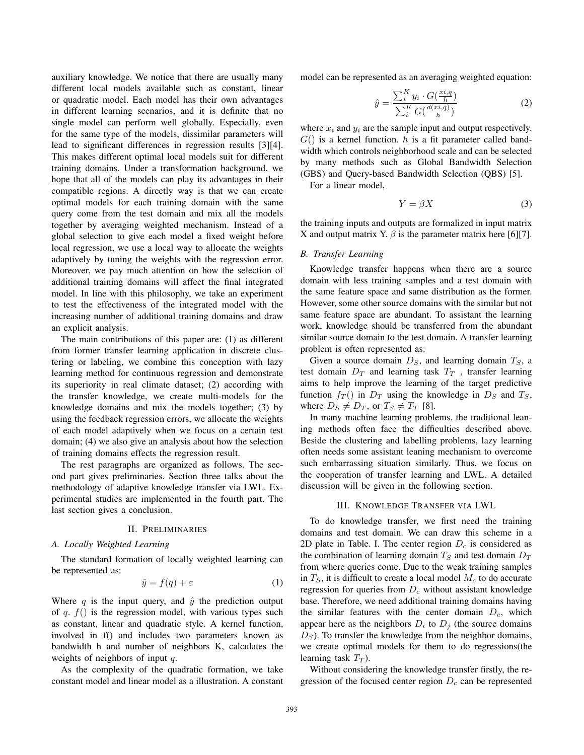auxiliary knowledge. We notice that there are usually many different local models available such as constant, linear or quadratic model. Each model has their own advantages in different learning scenarios, and it is definite that no single model can perform well globally. Especially, even for the same type of the models, dissimilar parameters will lead to significant differences in regression results [3][4]. This makes different optimal local models suit for different training domains. Under a transformation background, we hope that all of the models can play its advantages in their compatible regions. A directly way is that we can create optimal models for each training domain with the same query come from the test domain and mix all the models together by averaging weighted mechanism. Instead of a global selection to give each model a fixed weight before local regression, we use a local way to allocate the weights adaptively by tuning the weights with the regression error. Moreover, we pay much attention on how the selection of additional training domains will affect the final integrated model. In line with this philosophy, we take an experiment to test the effectiveness of the integrated model with the increasing number of additional training domains and draw an explicit analysis.

The main contributions of this paper are: (1) as different from former transfer learning application in discrete clustering or labeling, we combine this conception with lazy learning method for continuous regression and demonstrate its superiority in real climate dataset; (2) according with the transfer knowledge, we create multi-models for the knowledge domains and mix the models together; (3) by using the feedback regression errors, we allocate the weights of each model adaptively when we focus on a certain test domain; (4) we also give an analysis about how the selection of training domains effects the regression result.

The rest paragraphs are organized as follows. The second part gives preliminaries. Section three talks about the methodology of adaptive knowledge transfer via LWL. Experimental studies are implemented in the fourth part. The last section gives a conclusion.

## II. Preliminaries

### A. Locally Weighted Learning

The standard formation of locally weighted learning can be represented as:

$$\hat{y} = f(q) + \varepsilon \tag{1}$$

Where $q$ is the input query, and $\hat{y}$ the prediction output of $q$. $f()$ is the regression model, with various types such as constant, linear and quadratic style. A kernel function, involved in f() and includes two parameters known as bandwidth h and number of neighbors K, calculates the weights of neighbors of input $q$.

As the complexity of the quadratic formation, we take constant model and linear model as a illustration. A constant model can be represented as an averaging weighted equation:

$$\hat{y} = \frac{\sum_i^K y_i \cdot G(\frac{xi,q}{h})}{\sum_i^K G(\frac{d(xi,q)}{h})} \tag{2}$$

where $x_i$ and $y_i$ are the sample input and output respectively. $G()$ is a kernel function. $h$ is a fit parameter called bandwidth which controls neighborhood scale and can be selected by many methods such as Global Bandwidth Selection (GBS) and Query-based Bandwidth Selection (QBS) [5].

For a linear model,

$$Y = \beta X \tag{3}$$

the training inputs and outputs are formalized in input matrix X and output matrix Y. $\beta$ is the parameter matrix here [6][7].

### B. Transfer Learning

Knowledge transfer happens when there are a source domain with less training samples and a test domain with the same feature space and same distribution as the former. However, some other source domains with the similar but not same feature space are abundant. To assistant the learning work, knowledge should be transferred from the abundant similar source domain to the test domain. A transfer learning problem is often represented as:

Given a source domain $D_S$, and learning domain $T_S$, a test domain $D_T$ and learning task $T_T$ , transfer learning aims to help improve the learning of the target predictive function $f_T()$ in $D_T$ using the knowledge in $D_S$ and $T_S$, where $D_S \neq D_T$, or $T_S \neq T_T$ [8].

In many machine learning problems, the traditional leaning methods often face the difficulties described above. Beside the clustering and labelling problems, lazy learning often needs some assistant leaning mechanism to overcome such embarrassing situation similarly. Thus, we focus on the cooperation of transfer learning and LWL. A detailed discussion will be given in the following section.

## III. Knowledge Transfer via LWL

To do knowledge transfer, we first need the training domains and test domain. We can draw this scheme in a 2D plate in Table. I. The center region $D_c$ is considered as the combination of learning domain $T_S$ and test domain $D_T$ from where queries come. Due to the weak training samples in $T_S$, it is difficult to create a local model $M_c$ to do accurate regression for queries from $D_c$ without assistant knowledge base. Therefore, we need additional training domains having the similar features with the center domain $D_c$, which appear here as the neighbors $D_i$ to $D_j$ (the source domains $D_S$). To transfer the knowledge from the neighbor domains, we create optimal models for them to do regressions(the learning task $T_T$).

Without considering the knowledge transfer firstly, the regression of the focused center region $D_c$ can be represented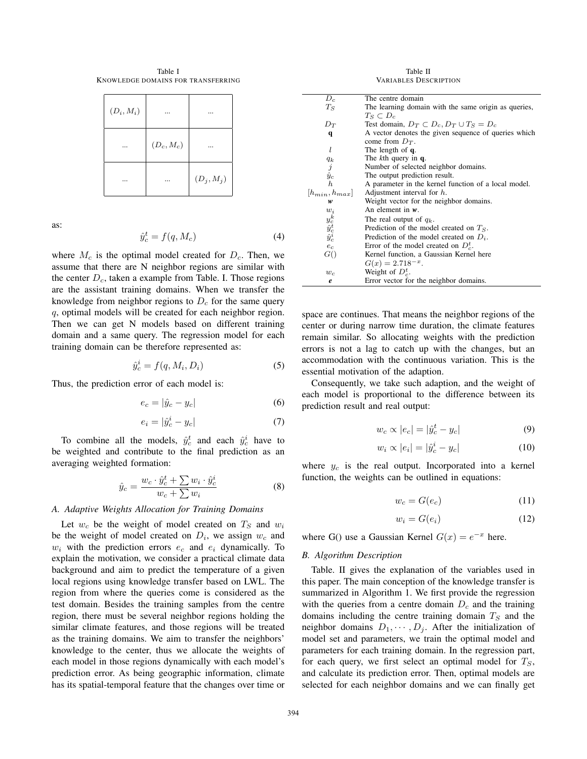Table I
KNOWLEDGE DOMAINS FOR TRANSFERRING

| | | |
|---|---|---|
| $(D_i, M_i)$ | ... | ... |
| ... | $(D_c, M_c)$ | ... |
| ... | ... | $(D_j, M_j)$ |

as:

$$\hat{y}_c^t = f(q, M_c) \tag{4}$$

where $M_c$ is the optimal model created for $D_c$. Then, we assume that there are N neighbor regions are similar with the center $D_c$, taken a example from Table. I. Those regions are the assistant training domains. When we transfer the knowledge from neighbor regions to $D_c$ for the same query $q$, optimal models will be created for each neighbor region. Then we can get N models based on different training domain and a same query. The regression model for each training domain can be therefore represented as:

$$\hat{y}_c^i = f(q, M_i, D_i) \tag{5}$$

Thus, the prediction error of each model is:

$$e_c = |\hat{y}_c - y_c| \tag{6}$$

$$e_i = |\hat{y}_c^i - y_c| \tag{7}$$

To combine all the models, $\hat{y}_c^t$ and each $\hat{y}_c^i$ have to be weighted and contribute to the final prediction as an averaging weighted formation:

$$\hat{y}_c = \frac{w_c \cdot \hat{y}_c^t + \sum w_i \cdot \hat{y}_c^i}{w_c + \sum w_i} \tag{8}$$

### A. Adaptive Weights Allocation for Training Domains

Let $w_c$ be the weight of model created on $T_S$ and $w_i$ be the weight of model created on $D_i$, we assign $w_c$ and $w_i$ with the prediction errors $e_c$ and $e_i$ dynamically. To explain the motivation, we consider a practical climate data background and aim to predict the temperature of a given local regions using knowledge transfer based on LWL. The region from where the queries come is considered as the test domain. Besides the training samples from the centre region, there must be several neighbor regions holding the similar climate features, and those regions will be treated as the training domains. We aim to transfer the neighbors' knowledge to the center, thus we allocate the weights of each model in those regions dynamically with each model's prediction error. As being geographic information, climate has its spatial-temporal feature that the changes over time or space are continues. That means the neighbor regions of the center or during narrow time duration, the climate features remain similar. So allocating weights with the prediction errors is not a lag to catch up with the changes, but an accommodation with the continuous variation. This is the essential motivation of the adaption.

Consequently, we take such adaption, and the weight of each model is proportional to the difference between its prediction result and real output:

$$w_c \propto |e_c| = |\hat{y}_c^t - y_c| \tag{9}$$

$$w_i \propto |e_i| = |\hat{y}_c^i - y_c| \tag{10}$$

where $y_c$ is the real output. Incorporated into a kernel function, the weights can be outlined in equations:

$$w_c = G(e_c) \tag{11}$$

$$w_i = G(e_i) \tag{12}$$

where G() use a Gaussian Kernel $G(x) = e^{-x}$ here.

### B. Algorithm Description

Table. II gives the explanation of the variables used in this paper. The main conception of the knowledge transfer is summarized in Algorithm 1. We first provide the regression with the queries from a centre domain $D_c$ and the training domains including the centre training domain $T_S$ and the neighbor domains $D_1, \cdots, D_j$. After the initialization of model set and parameters, we train the optimal model and parameters for each training domain. In the regression part, for each query, we first select an optimal model for $T_S$, and calculate its prediction error. Then, optimal models are selected for each neighbor domains and we can finally get

Table II
VARIABLES DESCRIPTION

| Variable | Description |
|---|---|
| $D_c$ | The centre domain |
| $T_S$ | The learning domain with the same origin as queries, $T_S \subset D_c$ |
| $D_T$ | Test domain, $D_T \subset D_c, D_T \cup T_S = D_c$ |
| $\mathbf{q}$ | A vector denotes the given sequence of queries which come from $D_T$. |
| $l$ | The length of $\mathbf{q}$. |
| $q_k$ | The $k$th query in $\mathbf{q}$. |
| $j$ | Number of selected neighbor domains. |
| $\hat{y}_c$ | The output prediction result. |
| $h$ | A parameter in the kernel function of a local model. |
| $[h_{min}, h_{max}]$ | Adjustment interval for $h$. |
| $\boldsymbol{w}$ | Weight vector for the neighbor domains. |
| $w_i$ | An element in $\boldsymbol{w}$. |
| $y_c^k$ | The real output of $q_k$. |
| $\hat{y}_c^t$ | Prediction of the model created on $T_S$. |
| $\hat{y}_c^i$ | Prediction of the model created on $D_i$. |
| $e_c$ | Error of the model created on $D_c^t$. |
| $G()$ | Kernel function, a Gaussian Kernel here $G(x) = 2.718^{-x}$. |
| $w_c$ | Weight of $D_c^t$. |
| $\boldsymbol{e}$ | Error vector for the neighbor domains. |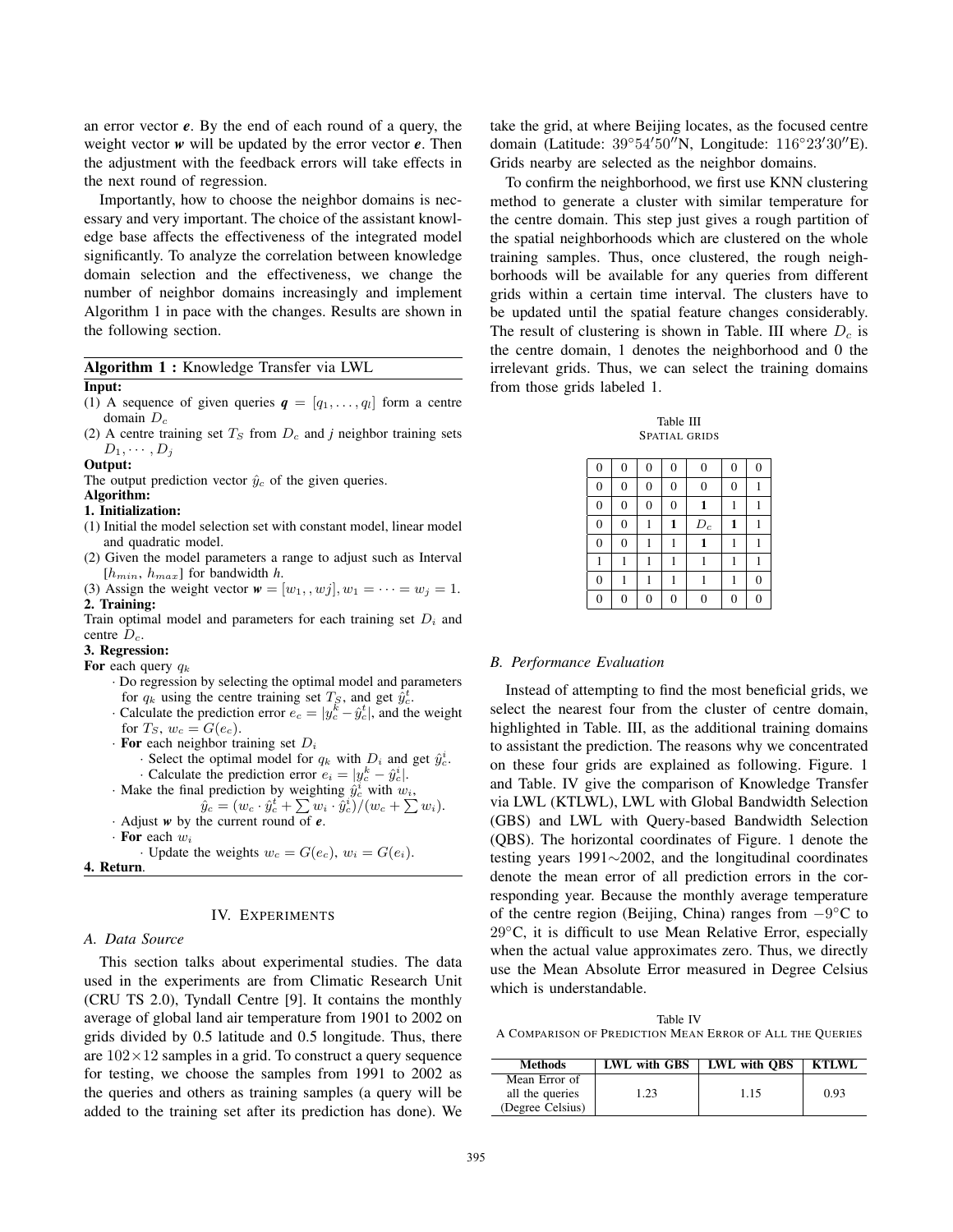an error vector $\boldsymbol{e}$. By the end of each round of a query, the weight vector $\boldsymbol{w}$ will be updated by the error vector $\boldsymbol{e}$. Then the adjustment with the feedback errors will take effects in the next round of regression.

Importantly, how to choose the neighbor domains is necessary and very important. The choice of the assistant knowledge base affects the effectiveness of the integrated model significantly. To analyze the correlation between knowledge domain selection and the effectiveness, we change the number of neighbor domains increasingly and implement Algorithm 1 in pace with the changes. Results are shown in the following section.

**Algorithm 1 :** Knowledge Transfer via LWL

**Input:**

(1) A sequence of given queries $\boldsymbol{q} = [q_1, \ldots, q_l]$ form a centre domain $D_c$

(2) A centre training set $T_S$ from $D_c$ and $j$ neighbor training sets $D_1, \cdots, D_j$

**Output:**

The output prediction vector $\hat{y}_c$ of the given queries.

**Algorithm:**

**1. Initialization:**

(1) Initial the model selection set with constant model, linear model and quadratic model.

(2) Given the model parameters a range to adjust such as Interval $[h_{min}, h_{max}]$ for bandwidth $h$.

(3) Assign the weight vector $\boldsymbol{w} = [w_1, , wj], w_1 = \cdots = w_j = 1$.

**2. Training:**

Train optimal model and parameters for each training set $D_i$ and centre $D_c$.

**3. Regression:**

**For** each query $q_k$

· Do regression by selecting the optimal model and parameters for $q_k$ using the centre training set $T_S$, and get $\hat{y}_c^t$.

· Calculate the prediction error $e_c = |y_c^k - \hat{y}_c^t|$, and the weight for $T_S$, $w_c = G(e_c)$.

· **For** each neighbor training set $D_i$

  · Select the optimal model for $q_k$ with $D_i$ and get $\hat{y}_c^i$.

  · Calculate the prediction error $e_i = |y_c^k - \hat{y}_c^i|$.

· Make the final prediction by weighting $\hat{y}_c^i$ with $w_i$,

$$\hat{y}_c = (w_c \cdot \hat{y}_c^t + \sum w_i \cdot \hat{y}_c^i)/(w_c + \sum w_i).$$

· Adjust $\boldsymbol{w}$ by the current round of $\boldsymbol{e}$.

· **For** each $w_i$

  · Update the weights $w_c = G(e_c)$, $w_i = G(e_i)$.

**4. Return**.

## IV. Experiments

### A. Data Source

This section talks about experimental studies. The data used in the experiments are from Climatic Research Unit (CRU TS 2.0), Tyndall Centre [9]. It contains the monthly average of global land air temperature from 1901 to 2002 on grids divided by 0.5 latitude and 0.5 longitude. Thus, there are $102 \times 12$ samples in a grid. To construct a query sequence for testing, we choose the samples from 1991 to 2002 as the queries and others as training samples (a query will be added to the training set after its prediction has done). We take the grid, at where Beijing locates, as the focused centre domain (Latitude: $39°54'50''$N, Longitude: $116°23'30''$E). Grids nearby are selected as the neighbor domains.

To confirm the neighborhood, we first use KNN clustering method to generate a cluster with similar temperature for the centre domain. This step just gives a rough partition of the spatial neighborhoods which are clustered on the whole training samples. Thus, once clustered, the rough neighborhoods will be available for any queries from different grids within a certain time interval. The clusters have to be updated until the spatial feature changes considerably. The result of clustering is shown in Table. III where $D_c$ is the centre domain, 1 denotes the neighborhood and 0 the irrelevant grids. Thus, we can select the training domains from those grids labeled 1.

Table III
Spatial grids

| | | | | | | |
|---|---|---|---|---|---|---|
| 0 | 0 | 0 | 0 | 0 | 0 | 0 |
| 0 | 0 | 0 | 0 | 0 | 0 | 1 |
| 0 | 0 | 0 | 0 | **1** | 1 | 1 |
| 0 | 0 | 1 | **1** | $D_c$ | **1** | 1 |
| 0 | 0 | 1 | 1 | **1** | 1 | 1 |
| 1 | 1 | 1 | 1 | 1 | 1 | 1 |
| 0 | 1 | 1 | 1 | 1 | 1 | 0 |
| 0 | 0 | 0 | 0 | 0 | 0 | 0 |

### B. Performance Evaluation

Instead of attempting to find the most beneficial grids, we select the nearest four from the cluster of centre domain, highlighted in Table. III, as the additional training domains to assistant the prediction. The reasons why we concentrated on these four grids are explained as following. Figure. 1 and Table. IV give the comparison of Knowledge Transfer via LWL (KTLWL), LWL with Global Bandwidth Selection (GBS) and LWL with Query-based Bandwidth Selection (QBS). The horizontal coordinates of Figure. 1 denote the testing years 1991$\sim$2002, and the longitudinal coordinates denote the mean error of all prediction errors in the corresponding year. Because the monthly average temperature of the centre region (Beijing, China) ranges from $-9°$C to $29°$C, it is difficult to use Mean Relative Error, especially when the actual value approximates zero. Thus, we directly use the Mean Absolute Error measured in Degree Celsius which is understandable.

Table IV
A Comparison of Prediction Mean Error of All the Queries

| Methods | LWL with GBS | LWL with QBS | KTLWL |
|---|---|---|---|
| Mean Error of all the queries (Degree Celsius) | 1.23 | 1.15 | 0.93 |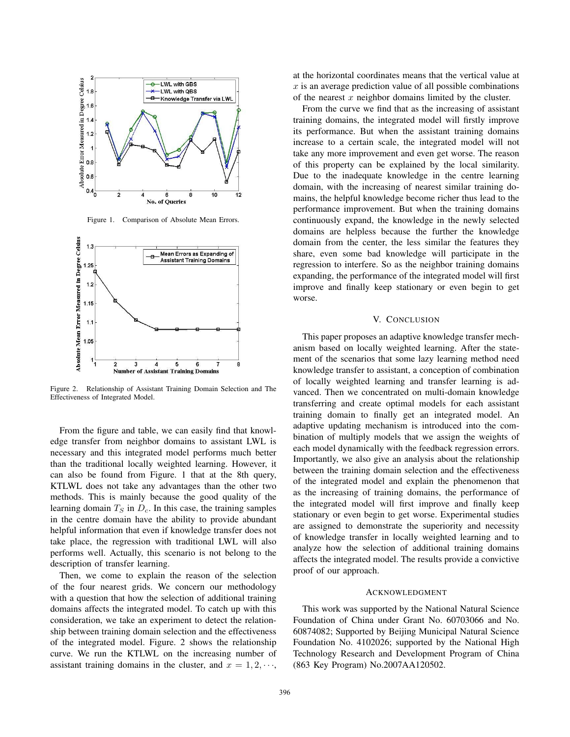Absolute Error Measured in Degree Celsius

2
1.8
1.6
1.4
1.2
1
0.8
0.6
0.4

0 2 4 6 8 10 12

No. of Queries

LWL with GBS
LWL with QBS
Knowledge Transfer via LWL

Figure 1. Comparison of Absolute Mean Errors.

Absolute Mean Error Measured in Degree Celsius

1.3
1.25
1.2
1.15
1.1
1.05
1

1 2 3 4 5 6 7 8

Number of Assistant Training Domains

Mean Errors as Expanding of Assistant Training Domains

Figure 2. Relationship of Assistant Training Domain Selection and The Effectiveness of Integrated Model.

From the figure and table, we can easily find that knowledge transfer from neighbor domains to assistant LWL is necessary and this integrated model performs much better than the traditional locally weighted learning. However, it can also be found from Figure. 1 that at the 8th query, KTLWL does not take any advantages than the other two methods. This is mainly because the good quality of the learning domain $T_S$ in $D_c$. In this case, the training samples in the centre domain have the ability to provide abundant helpful information that even if knowledge transfer does not take place, the regression with traditional LWL will also performs well. Actually, this scenario is not belong to the description of transfer learning.

Then, we come to explain the reason of the selection of the four nearest grids. We concern our methodology with a question that how the selection of additional training domains affects the integrated model. To catch up with this consideration, we take an experiment to detect the relationship between training domain selection and the effectiveness of the integrated model. Figure. 2 shows the relationship curve. We run the KTLWL on the increasing number of assistant training domains in the cluster, and $x = 1, 2, \cdots,$ at the horizontal coordinates means that the vertical value at $x$ is an average prediction value of all possible combinations of the nearest $x$ neighbor domains limited by the cluster.

From the curve we find that as the increasing of assistant training domains, the integrated model will firstly improve its performance. But when the assistant training domains increase to a certain scale, the integrated model will not take any more improvement and even get worse. The reason of this property can be explained by the local similarity. Due to the inadequate knowledge in the centre learning domain, with the increasing of nearest similar training domains, the helpful knowledge become richer thus lead to the performance improvement. But when the training domains continuously expand, the knowledge in the newly selected domains are helpless because the further the knowledge domain from the center, the less similar the features they share, even some bad knowledge will participate in the regression to interfere. So as the neighbor training domains expanding, the performance of the integrated model will first improve and finally keep stationary or even begin to get worse.

## V. Conclusion

This paper proposes an adaptive knowledge transfer mechanism based on locally weighted learning. After the statement of the scenarios that some lazy learning method need knowledge transfer to assistant, a conception of combination of locally weighted learning and transfer learning is advanced. Then we concentrated on multi-domain knowledge transferring and create optimal models for each assistant training domain to finally get an integrated model. An adaptive updating mechanism is introduced into the combination of multiply models that we assign the weights of each model dynamically with the feedback regression errors. Importantly, we also give an analysis about the relationship between the training domain selection and the effectiveness of the integrated model and explain the phenomenon that as the increasing of training domains, the performance of the integrated model will first improve and finally keep stationary or even begin to get worse. Experimental studies are assigned to demonstrate the superiority and necessity of knowledge transfer in locally weighted learning and to analyze how the selection of additional training domains affects the integrated model. The results provide a convictive proof of our approach.

## Acknowledgment

This work was supported by the National Natural Science Foundation of China under Grant No. 60703066 and No. 60874082; Supported by Beijing Municipal Natural Science Foundation No. 4102026; supported by the National High Technology Research and Development Program of China (863 Key Program) No.2007AA120502.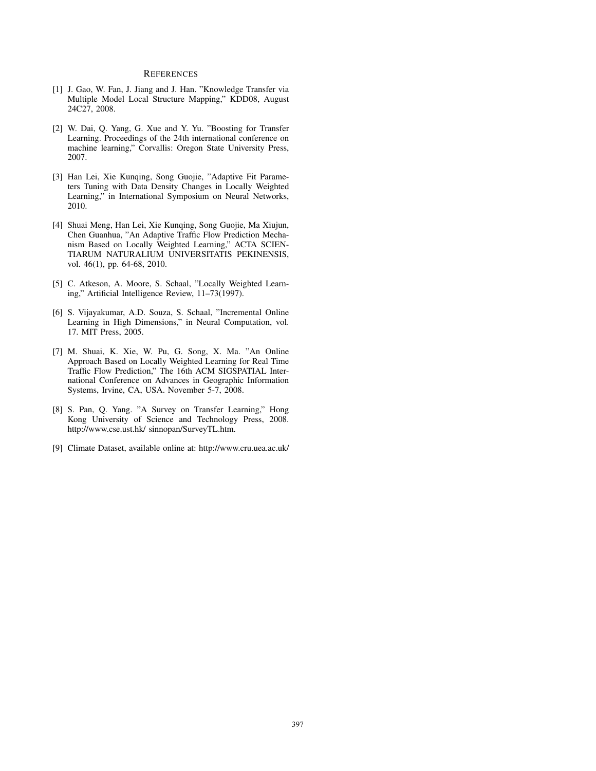## REFERENCES

[1] J. Gao, W. Fan, J. Jiang and J. Han. "Knowledge Transfer via Multiple Model Local Structure Mapping," KDD08, August 24C27, 2008.

[2] W. Dai, Q. Yang, G. Xue and Y. Yu. "Boosting for Transfer Learning. Proceedings of the 24th international conference on machine learning," Corvallis: Oregon State University Press, 2007.

[3] Han Lei, Xie Kunqing, Song Guojie, "Adaptive Fit Parameters Tuning with Data Density Changes in Locally Weighted Learning," in International Symposium on Neural Networks, 2010.

[4] Shuai Meng, Han Lei, Xie Kunqing, Song Guojie, Ma Xiujun, Chen Guanhua, "An Adaptive Traffic Flow Prediction Mechanism Based on Locally Weighted Learning," ACTA SCIENTIARUM NATURALIUM UNIVERSITATIS PEKINENSIS, vol. 46(1), pp. 64-68, 2010.

[5] C. Atkeson, A. Moore, S. Schaal, "Locally Weighted Learning," Artificial Intelligence Review, 11–73(1997).

[6] S. Vijayakumar, A.D. Souza, S. Schaal, "Incremental Online Learning in High Dimensions," in Neural Computation, vol. 17. MIT Press, 2005.

[7] M. Shuai, K. Xie, W. Pu, G. Song, X. Ma. "An Online Approach Based on Locally Weighted Learning for Real Time Traffic Flow Prediction," The 16th ACM SIGSPATIAL International Conference on Advances in Geographic Information Systems, Irvine, CA, USA. November 5-7, 2008.

[8] S. Pan, Q. Yang. "A Survey on Transfer Learning," Hong Kong University of Science and Technology Press, 2008. http://www.cse.ust.hk/ sinnopan/SurveyTL.htm.

[9] Climate Dataset, available online at: http://www.cru.uea.ac.uk/